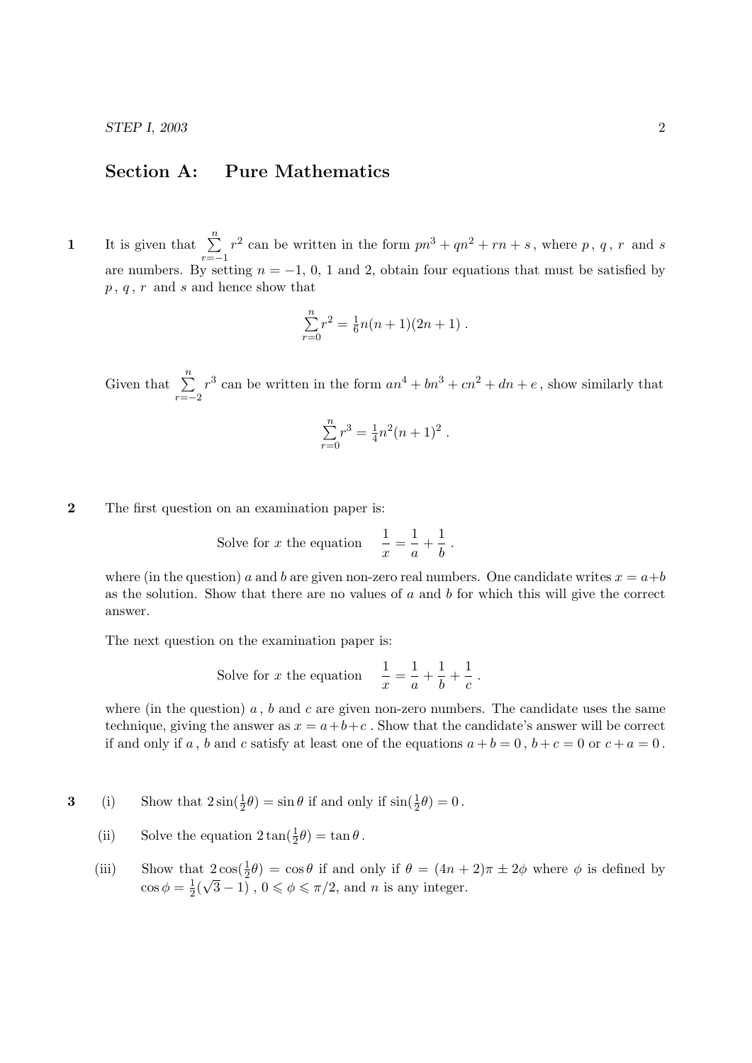## Section A: Pure Mathematics

**1** It is given that $\sum_{r=-1}^{n} r^2$ can be written in the form $pn^3 + qn^2 + rn + s$, where $p$, $q$, $r$ and $s$ are numbers. By setting $n = -1$, 0, 1 and 2, obtain four equations that must be satisfied by $p$, $q$, $r$ and $s$ and hence show that

$$\sum_{r=0}^{n} r^2 = \tfrac{1}{6}n(n+1)(2n+1)\,.$$

Given that $\sum_{r=-2}^{n} r^3$ can be written in the form $an^4 + bn^3 + cn^2 + dn + e$, show similarly that

$$\sum_{r=0}^{n} r^3 = \tfrac{1}{4}n^2(n+1)^2\,.$$

**2** The first question on an examination paper is:

Solve for $x$ the equation $\quad \dfrac{1}{x} = \dfrac{1}{a} + \dfrac{1}{b}\,.$

where (in the question) $a$ and $b$ are given non-zero real numbers. One candidate writes $x = a+b$ as the solution. Show that there are no values of $a$ and $b$ for which this will give the correct answer.

The next question on the examination paper is:

Solve for $x$ the equation $\quad \dfrac{1}{x} = \dfrac{1}{a} + \dfrac{1}{b} + \dfrac{1}{c}\,.$

where (in the question) $a$, $b$ and $c$ are given non-zero numbers. The candidate uses the same technique, giving the answer as $x = a+b+c$. Show that the candidate's answer will be correct if and only if $a$, $b$ and $c$ satisfy at least one of the equations $a+b=0$, $b+c=0$ or $c+a=0$.

**3** (i) Show that $2\sin(\frac{1}{2}\theta) = \sin\theta$ if and only if $\sin(\frac{1}{2}\theta) = 0$.

(ii) Solve the equation $2\tan(\frac{1}{2}\theta) = \tan\theta$.

(iii) Show that $2\cos(\frac{1}{2}\theta) = \cos\theta$ if and only if $\theta = (4n+2)\pi \pm 2\phi$ where $\phi$ is defined by $\cos\phi = \frac{1}{2}(\sqrt{3}-1)$, $0 \leqslant \phi \leqslant \pi/2$, and $n$ is any integer.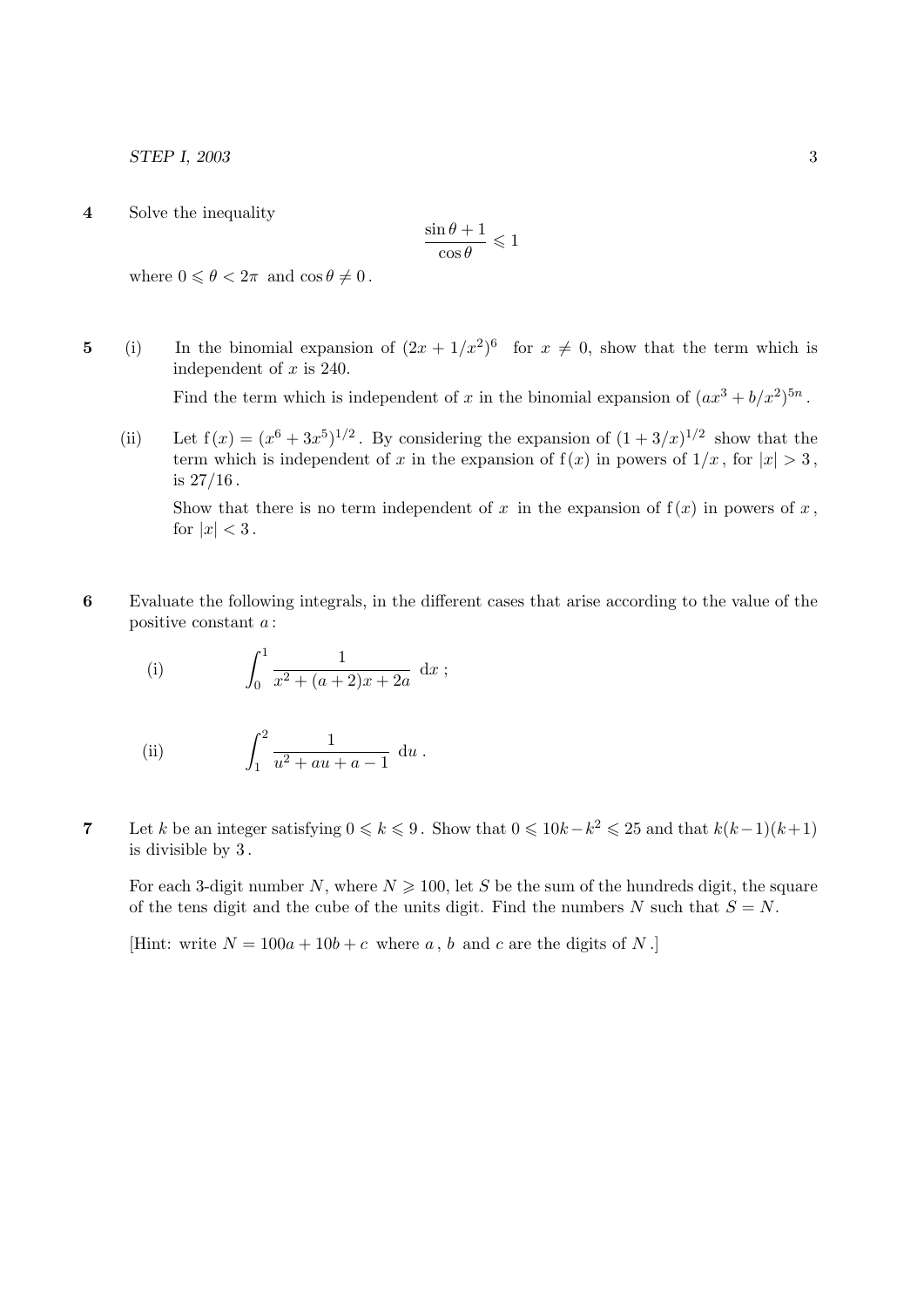**4** Solve the inequality

$$\frac{\sin\theta + 1}{\cos\theta} \leqslant 1$$

where $0 \leqslant \theta < 2\pi$ and $\cos\theta \neq 0$.

**5** (i) In the binomial expansion of $(2x + 1/x^2)^6$ for $x \neq 0$, show that the term which is independent of $x$ is 240.

Find the term which is independent of $x$ in the binomial expansion of $(ax^3 + b/x^2)^{5n}$.

(ii) Let $\mathrm{f}(x) = (x^6 + 3x^5)^{1/2}$. By considering the expansion of $(1 + 3/x)^{1/2}$ show that the term which is independent of $x$ in the expansion of $\mathrm{f}(x)$ in powers of $1/x$, for $|x| > 3$, is $27/16$.

Show that there is no term independent of $x$ in the expansion of $\mathrm{f}(x)$ in powers of $x$, for $|x| < 3$.

**6** Evaluate the following integrals, in the different cases that arise according to the value of the positive constant $a$:

(i)
$$\int_0^1 \frac{1}{x^2 + (a+2)x + 2a} \, \mathrm{d}x \,;$$

(ii)
$$\int_1^2 \frac{1}{u^2 + au + a - 1} \, \mathrm{d}u \,.$$

**7** Let $k$ be an integer satisfying $0 \leqslant k \leqslant 9$. Show that $0 \leqslant 10k - k^2 \leqslant 25$ and that $k(k-1)(k+1)$ is divisible by 3.

For each 3-digit number $N$, where $N \geqslant 100$, let $S$ be the sum of the hundreds digit, the square of the tens digit and the cube of the units digit. Find the numbers $N$ such that $S = N$.

[Hint: write $N = 100a + 10b + c$ where $a$, $b$ and $c$ are the digits of $N$.]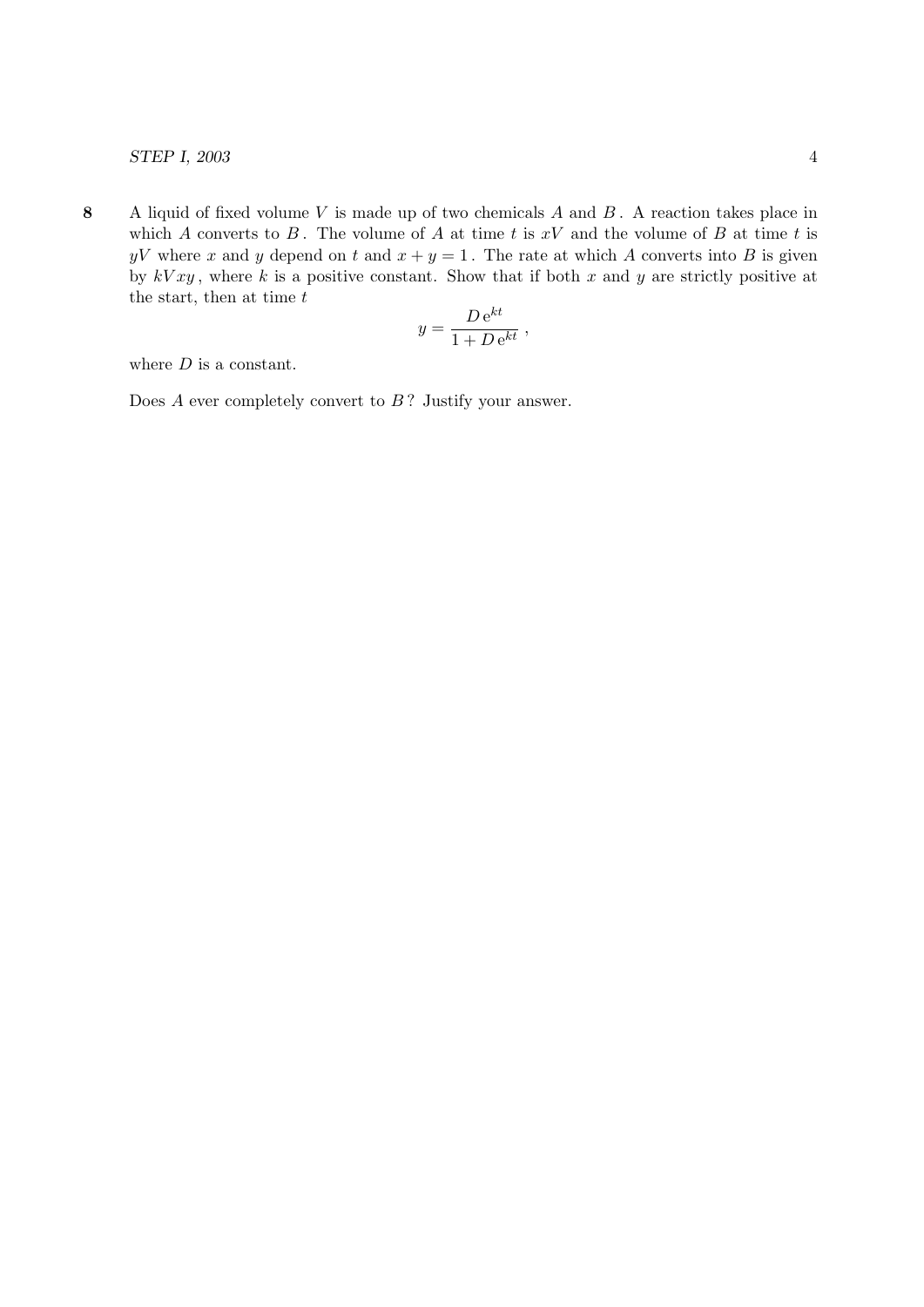**8** A liquid of fixed volume $V$ is made up of two chemicals $A$ and $B$. A reaction takes place in which $A$ converts to $B$. The volume of $A$ at time $t$ is $xV$ and the volume of $B$ at time $t$ is $yV$ where $x$ and $y$ depend on $t$ and $x + y = 1$. The rate at which $A$ converts into $B$ is given by $kVxy$, where $k$ is a positive constant. Show that if both $x$ and $y$ are strictly positive at the start, then at time $t$

$$y = \frac{D\,\mathrm{e}^{kt}}{1 + D\,\mathrm{e}^{kt}}\,,$$

where $D$ is a constant.

Does $A$ ever completely convert to $B$? Justify your answer.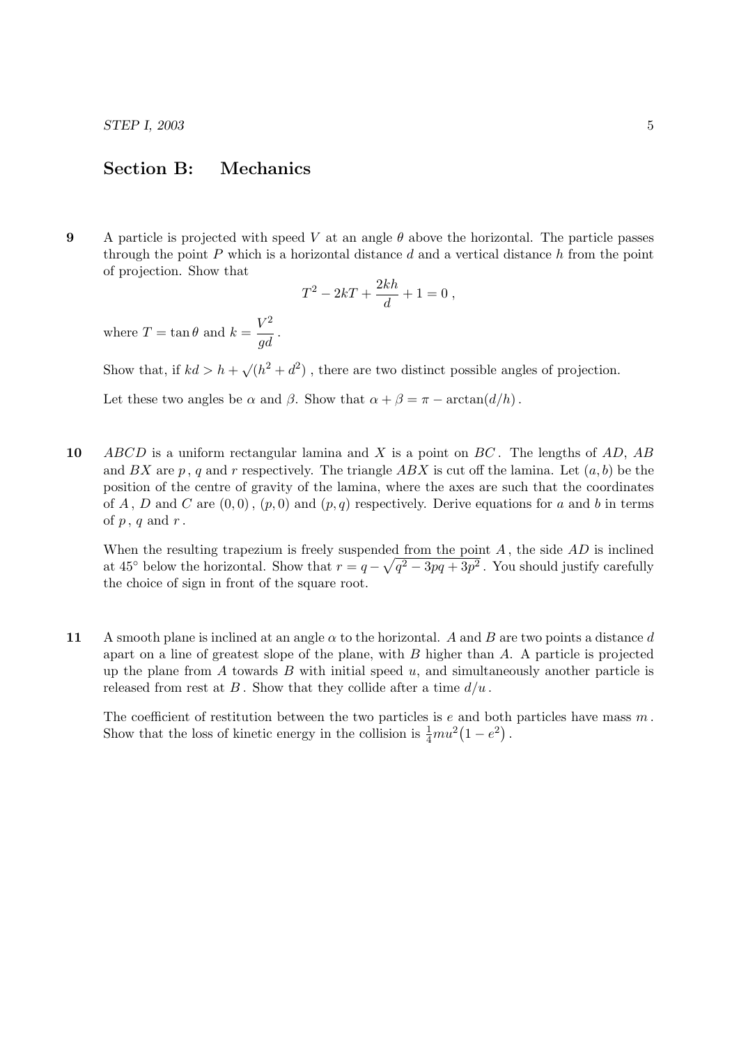## Section B: Mechanics

**9** A particle is projected with speed $V$ at an angle $\theta$ above the horizontal. The particle passes through the point $P$ which is a horizontal distance $d$ and a vertical distance $h$ from the point of projection. Show that

$$T^2 - 2kT + \frac{2kh}{d} + 1 = 0\,,$$

where $T = \tan\theta$ and $k = \dfrac{V^2}{gd}$.

Show that, if $kd > h + \sqrt{(h^2 + d^2)}$, there are two distinct possible angles of projection.

Let these two angles be $\alpha$ and $\beta$. Show that $\alpha + \beta = \pi - \arctan(d/h)$.

**10** $ABCD$ is a uniform rectangular lamina and $X$ is a point on $BC$. The lengths of $AD$, $AB$ and $BX$ are $p$, $q$ and $r$ respectively. The triangle $ABX$ is cut off the lamina. Let $(a, b)$ be the position of the centre of gravity of the lamina, where the axes are such that the coordinates of $A$, $D$ and $C$ are $(0, 0)$, $(p, 0)$ and $(p, q)$ respectively. Derive equations for $a$ and $b$ in terms of $p$, $q$ and $r$.

When the resulting trapezium is freely suspended from the point $A$, the side $AD$ is inclined at $45^\circ$ below the horizontal. Show that $r = q - \sqrt{q^2 - 3pq + 3p^2}$. You should justify carefully the choice of sign in front of the square root.

**11** A smooth plane is inclined at an angle $\alpha$ to the horizontal. $A$ and $B$ are two points a distance $d$ apart on a line of greatest slope of the plane, with $B$ higher than $A$. A particle is projected up the plane from $A$ towards $B$ with initial speed $u$, and simultaneously another particle is released from rest at $B$. Show that they collide after a time $d/u$.

The coefficient of restitution between the two particles is $e$ and both particles have mass $m$. Show that the loss of kinetic energy in the collision is $\frac{1}{4}mu^2\big(1 - e^2\big)$.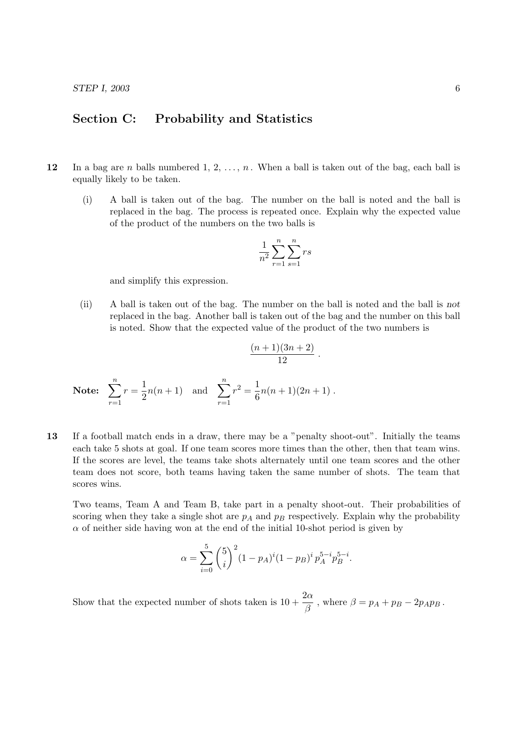## Section C: Probability and Statistics

**12** In a bag are $n$ balls numbered 1, 2, ..., $n$. When a ball is taken out of the bag, each ball is equally likely to be taken.

(i) A ball is taken out of the bag. The number on the ball is noted and the ball is replaced in the bag. The process is repeated once. Explain why the expected value of the product of the numbers on the two balls is

$$\frac{1}{n^2}\sum_{r=1}^{n}\sum_{s=1}^{n} rs$$

and simplify this expression.

(ii) A ball is taken out of the bag. The number on the ball is noted and the ball is *not* replaced in the bag. Another ball is taken out of the bag and the number on this ball is noted. Show that the expected value of the product of the two numbers is

$$\frac{(n+1)(3n+2)}{12}\ .$$

**Note:** $\displaystyle\sum_{r=1}^{n} r = \frac{1}{2}n(n+1)$ and $\displaystyle\sum_{r=1}^{n} r^2 = \frac{1}{6}n(n+1)(2n+1)$ .

**13** If a football match ends in a draw, there may be a "penalty shoot-out". Initially the teams each take 5 shots at goal. If one team scores more times than the other, then that team wins. If the scores are level, the teams take shots alternately until one team scores and the other team does not score, both teams having taken the same number of shots. The team that scores wins.

Two teams, Team A and Team B, take part in a penalty shoot-out. Their probabilities of scoring when they take a single shot are $p_A$ and $p_B$ respectively. Explain why the probability $\alpha$ of neither side having won at the end of the initial 10-shot period is given by

$$\alpha = \sum_{i=0}^{5} \binom{5}{i}^2 (1-p_A)^i (1-p_B)^i \, p_A^{5-i} p_B^{5-i}.$$

Show that the expected number of shots taken is $10 + \dfrac{2\alpha}{\beta}$ , where $\beta = p_A + p_B - 2p_Ap_B$ .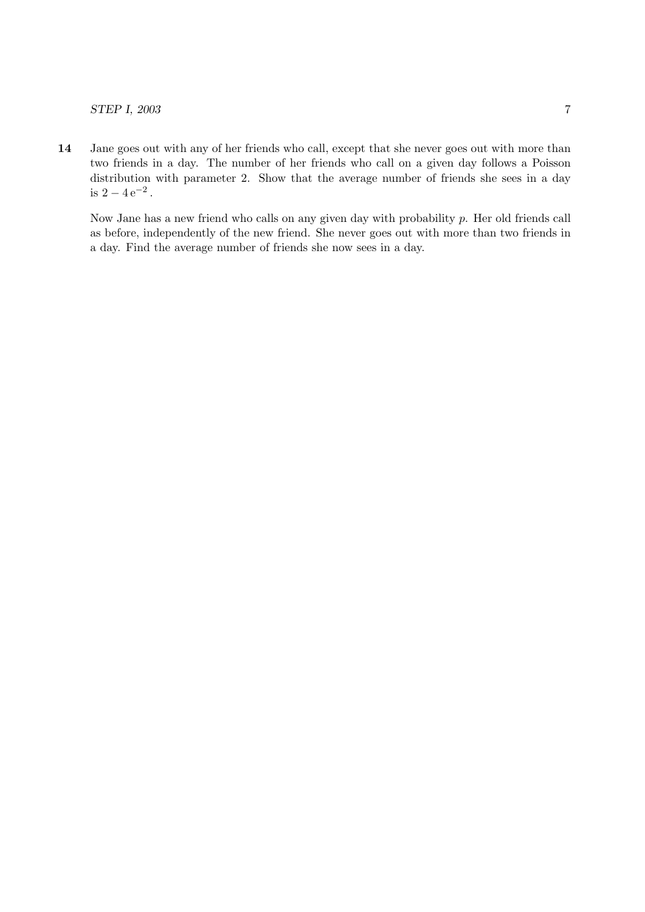**14** Jane goes out with any of her friends who call, except that she never goes out with more than two friends in a day. The number of her friends who call on a given day follows a Poisson distribution with parameter 2. Show that the average number of friends she sees in a day is $2 - 4\,\mathrm{e}^{-2}$.

Now Jane has a new friend who calls on any given day with probability $p$. Her old friends call as before, independently of the new friend. She never goes out with more than two friends in a day. Find the average number of friends she now sees in a day.